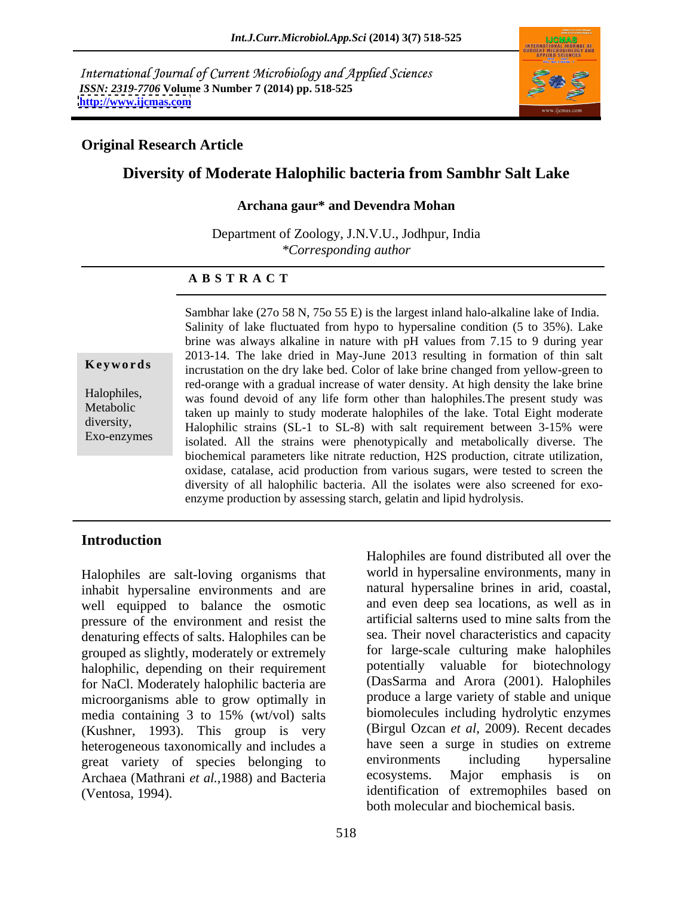International Journal of Current Microbiology and Applied Sciences
*ISSN: 2319-7706* **Volume 3 Number 7 (2014) pp. 518-525**
**http://www.ijcmas.com**

**Original Research Article**

# Diversity of Moderate Halophilic bacteria from Sambhr Salt Lake

**Archana gaur\* and Devendra Mohan**

Department of Zoology, J.N.V.U., Jodhpur, India
*\*Corresponding author*

## A B S T R A C T

**Keywords**

Halophiles, Metabolic diversity, Exo-enzymes

Sambhar lake (27o 58 N, 75o 55 E) is the largest inland halo-alkaline lake of India. Salinity of lake fluctuated from hypo to hypersaline condition (5 to 35%). Lake brine was always alkaline in nature with pH values from 7.15 to 9 during year 2013-14. The lake dried in May-June 2013 resulting in formation of thin salt incrustation on the dry lake bed. Color of lake brine changed from yellow-green to red-orange with a gradual increase of water density. At high density the lake brine was found devoid of any life form other than halophiles.The present study was taken up mainly to study moderate halophiles of the lake. Total Eight moderate Halophilic strains (SL-1 to SL-8) with salt requirement between 3-15% were isolated. All the strains were phenotypically and metabolically diverse. The biochemical parameters like nitrate reduction, H2S production, citrate utilization, oxidase, catalase, acid production from various sugars, were tested to screen the diversity of all halophilic bacteria. All the isolates were also screened for exo-enzyme production by assessing starch, gelatin and lipid hydrolysis.

## Introduction

Halophiles are salt-loving organisms that inhabit hypersaline environments and are well equipped to balance the osmotic pressure of the environment and resist the denaturing effects of salts. Halophiles can be grouped as slightly, moderately or extremely halophilic, depending on their requirement for NaCl. Moderately halophilic bacteria are microorganisms able to grow optimally in media containing 3 to 15% (wt/vol) salts (Kushner, 1993). This group is very heterogeneous taxonomically and includes a great variety of species belonging to Archaea (Mathrani *et al.*,1988) and Bacteria (Ventosa, 1994).

Halophiles are found distributed all over the world in hypersaline environments, many in natural hypersaline brines in arid, coastal, and even deep sea locations, as well as in artificial salterns used to mine salts from the sea. Their novel characteristics and capacity for large-scale culturing make halophiles potentially valuable for biotechnology (DasSarma and Arora (2001). Halophiles produce a large variety of stable and unique biomolecules including hydrolytic enzymes (Birgul Ozcan *et al*, 2009). Recent decades have seen a surge in studies on extreme environments including hypersaline ecosystems. Major emphasis is on identification of extremophiles based on both molecular and biochemical basis.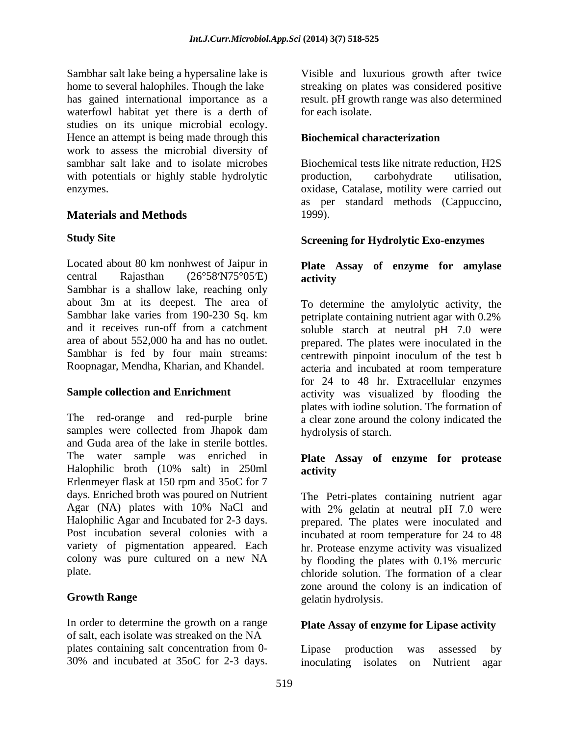Sambhar salt lake being a hypersaline lake is home to several halophiles. Though the lake has gained international importance as a waterfowl habitat yet there is a derth of studies on its unique microbial ecology. Hence an attempt is being made through this work to assess the microbial diversity of sambhar salt lake and to isolate microbes with potentials or highly stable hydrolytic enzymes.

## Materials and Methods

### Study Site

Located about 80 km nonhwest of Jaipur in central Rajasthan (26°58′N75°05′E) Sambhar is a shallow lake, reaching only about 3m at its deepest. The area of Sambhar lake varies from 190-230 Sq. km and it receives run-off from a catchment area of about 552,000 ha and has no outlet. Sambhar is fed by four main streams: Roopnagar, Mendha, Kharian, and Khandel.

### Sample collection and Enrichment

The red-orange and red-purple brine samples were collected from Jhapok dam and Guda area of the lake in sterile bottles. The water sample was enriched in Halophilic broth (10% salt) in 250ml Erlenmeyer flask at 150 rpm and 35oC for 7 days. Enriched broth was poured on Nutrient Agar (NA) plates with 10% NaCl and Halophilic Agar and Incubated for 2-3 days. Post incubation several colonies with a variety of pigmentation appeared. Each colony was pure cultured on a new NA plate.

### Growth Range

In order to determine the growth on a range of salt, each isolate was streaked on the NA plates containing salt concentration from 0-30% and incubated at 35oC for 2-3 days. Visible and luxurious growth after twice streaking on plates was considered positive result. pH growth range was also determined for each isolate.

### Biochemical characterization

Biochemical tests like nitrate reduction, H2S production, carbohydrate utilisation, oxidase, Catalase, motility were carried out as per standard methods (Cappuccino, 1999).

### Screening for Hydrolytic Exo-enzymes

#### Plate Assay of enzyme for amylase activity

To determine the amylolytic activity, the petriplate containing nutrient agar with 0.2% soluble starch at neutral pH 7.0 were prepared. The plates were inoculated in the centrewith pinpoint inoculum of the test b acteria and incubated at room temperature for 24 to 48 hr. Extracellular enzymes activity was visualized by flooding the plates with iodine solution. The formation of a clear zone around the colony indicated the hydrolysis of starch.

#### Plate Assay of enzyme for protease activity

The Petri-plates containing nutrient agar with 2% gelatin at neutral pH 7.0 were prepared. The plates were inoculated and incubated at room temperature for 24 to 48 hr. Protease enzyme activity was visualized by flooding the plates with 0.1% mercuric chloride solution. The formation of a clear zone around the colony is an indication of gelatin hydrolysis.

#### Plate Assay of enzyme for Lipase activity

Lipase production was assessed by inoculating isolates on Nutrient agar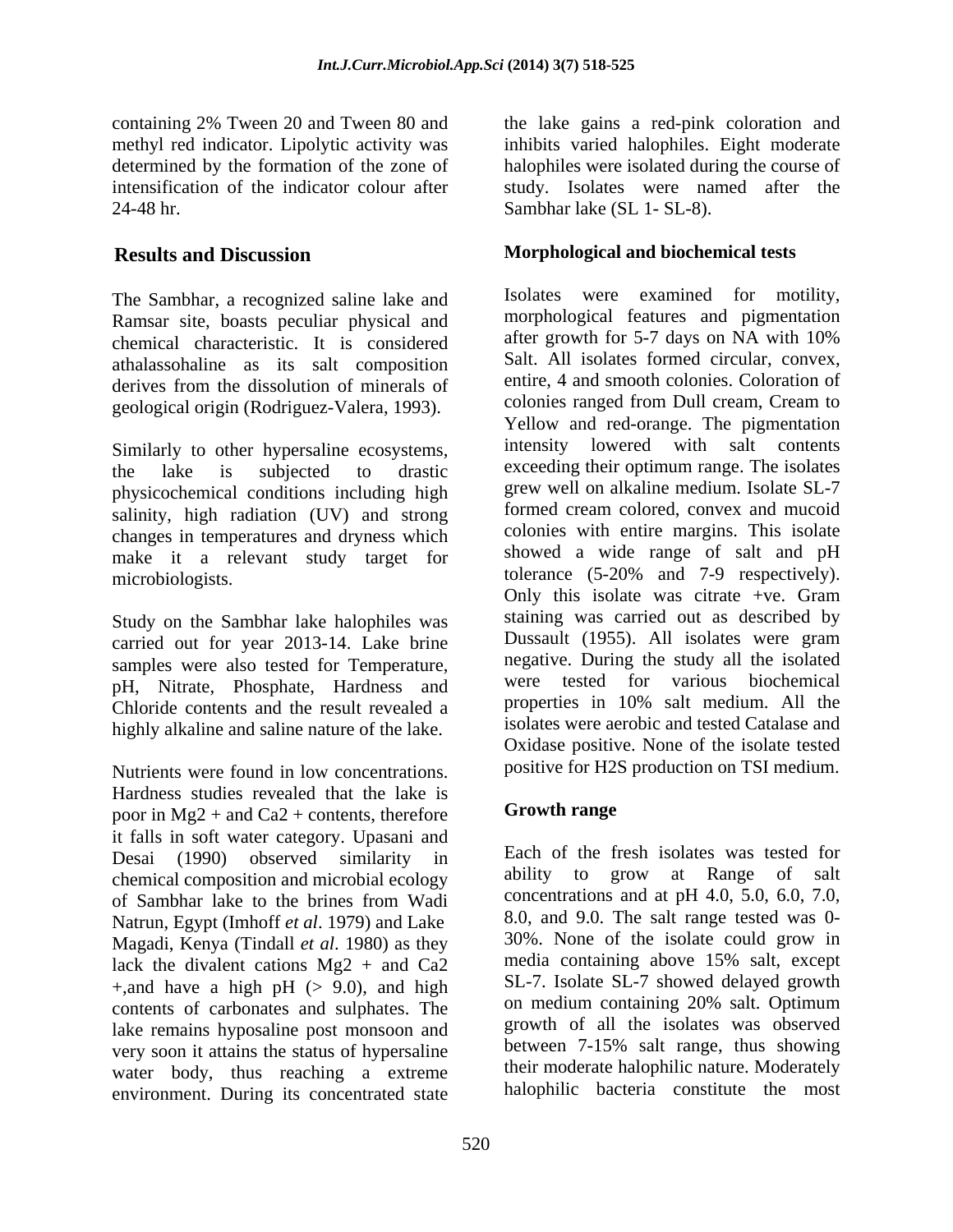containing 2% Tween 20 and Tween 80 and methyl red indicator. Lipolytic activity was determined by the formation of the zone of intensification of the indicator colour after 24-48 hr.

## Results and Discussion

The Sambhar, a recognized saline lake and Ramsar site, boasts peculiar physical and chemical characteristic. It is considered athalassohaline as its salt composition derives from the dissolution of minerals of geological origin (Rodriguez-Valera, 1993).

Similarly to other hypersaline ecosystems, the lake is subjected to drastic physicochemical conditions including high salinity, high radiation (UV) and strong changes in temperatures and dryness which make it a relevant study target for microbiologists.

Study on the Sambhar lake halophiles was carried out for year 2013-14. Lake brine samples were also tested for Temperature, pH, Nitrate, Phosphate, Hardness and Chloride contents and the result revealed a highly alkaline and saline nature of the lake.

Nutrients were found in low concentrations. Hardness studies revealed that the lake is poor in $Mg2+$ and $Ca2+$ contents, therefore it falls in soft water category. Upasani and Desai (1990) observed similarity in chemical composition and microbial ecology of Sambhar lake to the brines from Wadi Natrun, Egypt (Imhoff *et al*. 1979) and Lake Magadi, Kenya (Tindall *et al*. 1980) as they lack the divalent cations $Mg2+$ and $Ca2+$,and have a high pH (> 9.0), and high contents of carbonates and sulphates. The lake remains hyposaline post monsoon and very soon it attains the status of hypersaline water body, thus reaching a extreme environment. During its concentrated state the lake gains a red-pink coloration and inhibits varied halophiles. Eight moderate halophiles were isolated during the course of study. Isolates were named after the Sambhar lake (SL 1- SL-8).

### Morphological and biochemical tests

Isolates were examined for motility, morphological features and pigmentation after growth for 5-7 days on NA with 10% Salt. All isolates formed circular, convex, entire, 4 and smooth colonies. Coloration of colonies ranged from Dull cream, Cream to Yellow and red-orange. The pigmentation intensity lowered with salt contents exceeding their optimum range. The isolates grew well on alkaline medium. Isolate SL-7 formed cream colored, convex and mucoid colonies with entire margins. This isolate showed a wide range of salt and pH tolerance (5-20% and 7-9 respectively). Only this isolate was citrate +ve. Gram staining was carried out as described by Dussault (1955). All isolates were gram negative. During the study all the isolated were tested for various biochemical properties in 10% salt medium. All the isolates were aerobic and tested Catalase and Oxidase positive. None of the isolate tested positive for H2S production on TSI medium.

### Growth range

Each of the fresh isolates was tested for ability to grow at Range of salt concentrations and at pH 4.0, 5.0, 6.0, 7.0, 8.0, and 9.0. The salt range tested was 0-30%. None of the isolate could grow in media containing above 15% salt, except SL-7. Isolate SL-7 showed delayed growth on medium containing 20% salt. Optimum growth of all the isolates was observed between 7-15% salt range, thus showing their moderate halophilic nature. Moderately halophilic bacteria constitute the most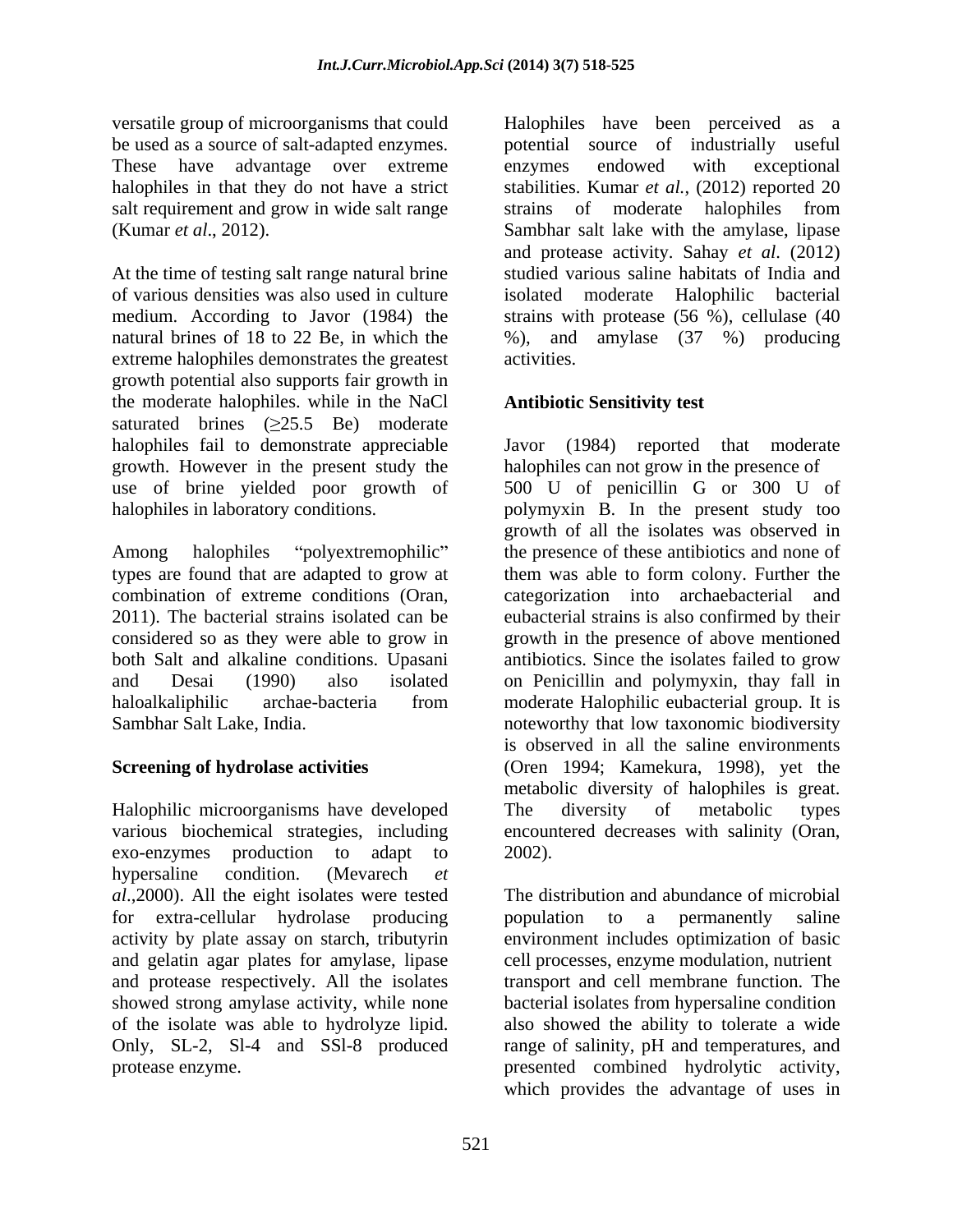versatile group of microorganisms that could be used as a source of salt-adapted enzymes. These have advantage over extreme halophiles in that they do not have a strict salt requirement and grow in wide salt range (Kumar *et al*., 2012).

At the time of testing salt range natural brine of various densities was also used in culture medium. According to Javor (1984) the natural brines of 18 to 22 Be, in which the extreme halophiles demonstrates the greatest growth potential also supports fair growth in the moderate halophiles. while in the NaCl saturated brines ($\geq$25.5 Be) moderate halophiles fail to demonstrate appreciable growth. However in the present study the use of brine yielded poor growth of halophiles in laboratory conditions.

Among halophiles "polyextremophilic" types are found that are adapted to grow at combination of extreme conditions (Oran, 2011). The bacterial strains isolated can be considered so as they were able to grow in both Salt and alkaline conditions. Upasani and Desai (1990) also isolated haloalkaliphilic archae-bacteria from Sambhar Salt Lake, India.

**Screening of hydrolase activities**

Halophilic microorganisms have developed various biochemical strategies, including exo-enzymes production to adapt to hypersaline condition. (Mevarech *et al*.,2000). All the eight isolates were tested for extra-cellular hydrolase producing activity by plate assay on starch, tributyrin and gelatin agar plates for amylase, lipase and protease respectively. All the isolates showed strong amylase activity, while none of the isolate was able to hydrolyze lipid. Only, SL-2, Sl-4 and SSl-8 produced protease enzyme.

Halophiles have been perceived as a potential source of industrially useful enzymes endowed with exceptional stabilities. Kumar *et al.*, (2012) reported 20 strains of moderate halophiles from Sambhar salt lake with the amylase, lipase and protease activity. Sahay *et al*. (2012) studied various saline habitats of India and isolated moderate Halophilic bacterial strains with protease (56 %), cellulase (40 %), and amylase (37 %) producing activities.

**Antibiotic Sensitivity test**

Javor (1984) reported that moderate halophiles can not grow in the presence of 500 U of penicillin G or 300 U of polymyxin B. In the present study too growth of all the isolates was observed in the presence of these antibiotics and none of them was able to form colony. Further the categorization into archaebacterial and eubacterial strains is also confirmed by their growth in the presence of above mentioned antibiotics. Since the isolates failed to grow on Penicillin and polymyxin, thay fall in moderate Halophilic eubacterial group. It is noteworthy that low taxonomic biodiversity is observed in all the saline environments (Oren 1994; Kamekura, 1998), yet the metabolic diversity of halophiles is great. The diversity of metabolic types encountered decreases with salinity (Oran, 2002).

The distribution and abundance of microbial population to a permanently saline environment includes optimization of basic cell processes, enzyme modulation, nutrient transport and cell membrane function. The bacterial isolates from hypersaline condition also showed the ability to tolerate a wide range of salinity, pH and temperatures, and presented combined hydrolytic activity, which provides the advantage of uses in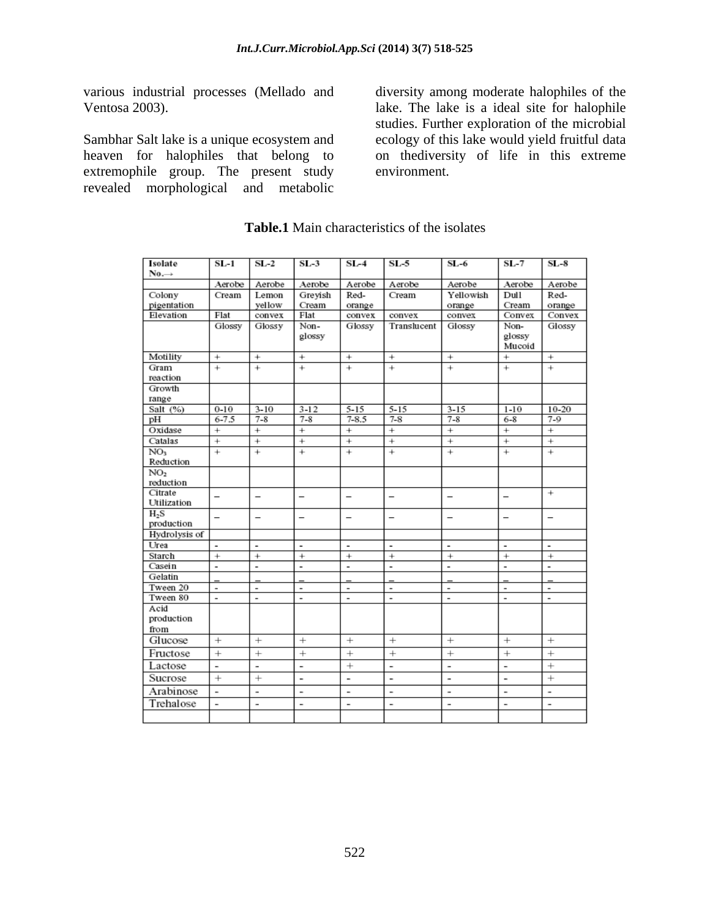various industrial processes (Mellado and Ventosa 2003).

Sambhar Salt lake is a unique ecosystem and heaven for halophiles that belong to extremophile group. The present study revealed morphological and metabolic diversity among moderate halophiles of the lake. The lake is a ideal site for halophile studies. Further exploration of the microbial ecology of this lake would yield fruitful data on thediversity of life in this extreme environment.

**Table.1** Main characteristics of the isolates

| Isolate No.→ | SL-1 | SL-2 | SL-3 | SL-4 | SL-5 | SL-6 | SL-7 | SL-8 |
|---|---|---|---|---|---|---|---|---|
| | Aerobe | Aerobe | Aerobe | Aerobe | Aerobe | Aerobe | Aerobe | Aerobe |
| Colony pigentation | Cream | Lemon yellow | Greyish Cream | Red-orange | Cream | Yellowish orange | Dull Cream | Red-orange |
| Elevation | Flat | convex | Flat | convex | convex | convex | Convex | Convex |
| | Glossy | Glossy | Non-glossy | Glossy | Translucent | Glossy | Non-glossy Mucoid | Glossy |
| Motility | + | + | + | + | + | + | + | + |
| Gram reaction | + | + | + | + | + | + | + | + |
| Growth range | | | | | | | | |
| Salt (%) | 0-10 | 3-10 | 3-12 | 5-15 | 5-15 | 3-15 | 1-10 | 10-20 |
| pH | 6-7.5 | 7-8 | 7-8 | 7-8.5 | 7-8 | 7-8 | 6-8 | 7-9 |
| Oxidase | + | + | + | + | + | + | + | + |
| Catalas | + | + | + | + | + | + | + | + |
| $NO_3$ Reduction | + | + | + | + | + | + | + | + |
| $NO_2$ reduction | | | | | | | | |
| Citrate Utilization | – | – | – | – | – | – | – | + |
| $H_2S$ production | – | – | – | – | – | – | – | – |
| Hydrolysis of | | | | | | | | |
| Urea | - | - | - | - | - | - | - | - |
| Starch | + | + | + | + | + | + | + | + |
| Casein | - | - | - | - | - | - | - | - |
| Gelatin | – | – | – | – | – | – | – | – |
| Tween 20 | - | - | - | - | - | - | - | - |
| Tween 80 | - | - | - | - | - | - | - | - |
| Acid production from | | | | | | | | |
| Glucose | + | + | + | + | + | + | + | + |
| Fructose | + | + | + | + | + | + | + | + |
| Lactose | - | - | - | + | - | - | - | + |
| Sucrose | + | + | - | - | - | - | - | + |
| Arabinose | - | - | - | - | - | - | - | - |
| Trehalose | - | - | - | - | - | - | - | - |
| | | | | | | | | |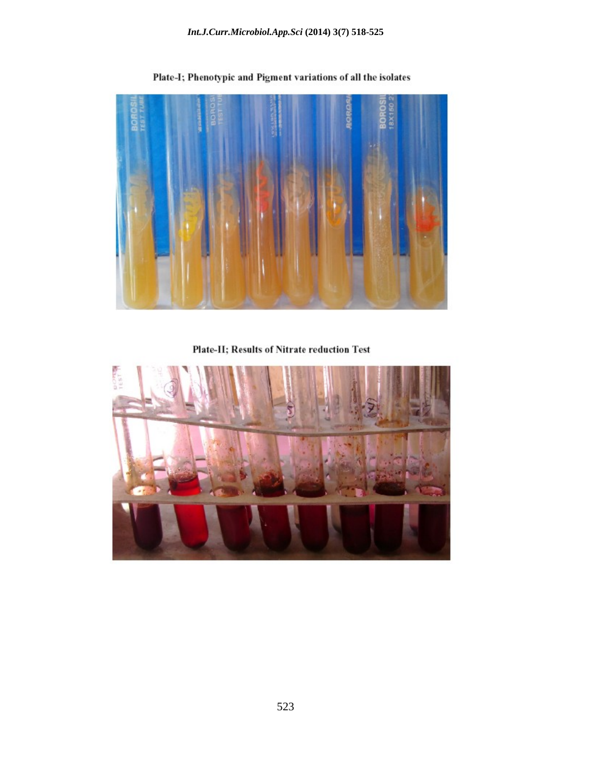Plate-I; Phenotypic and Pigment variations of all the isolates

Plate-II; Results of Nitrate reduction Test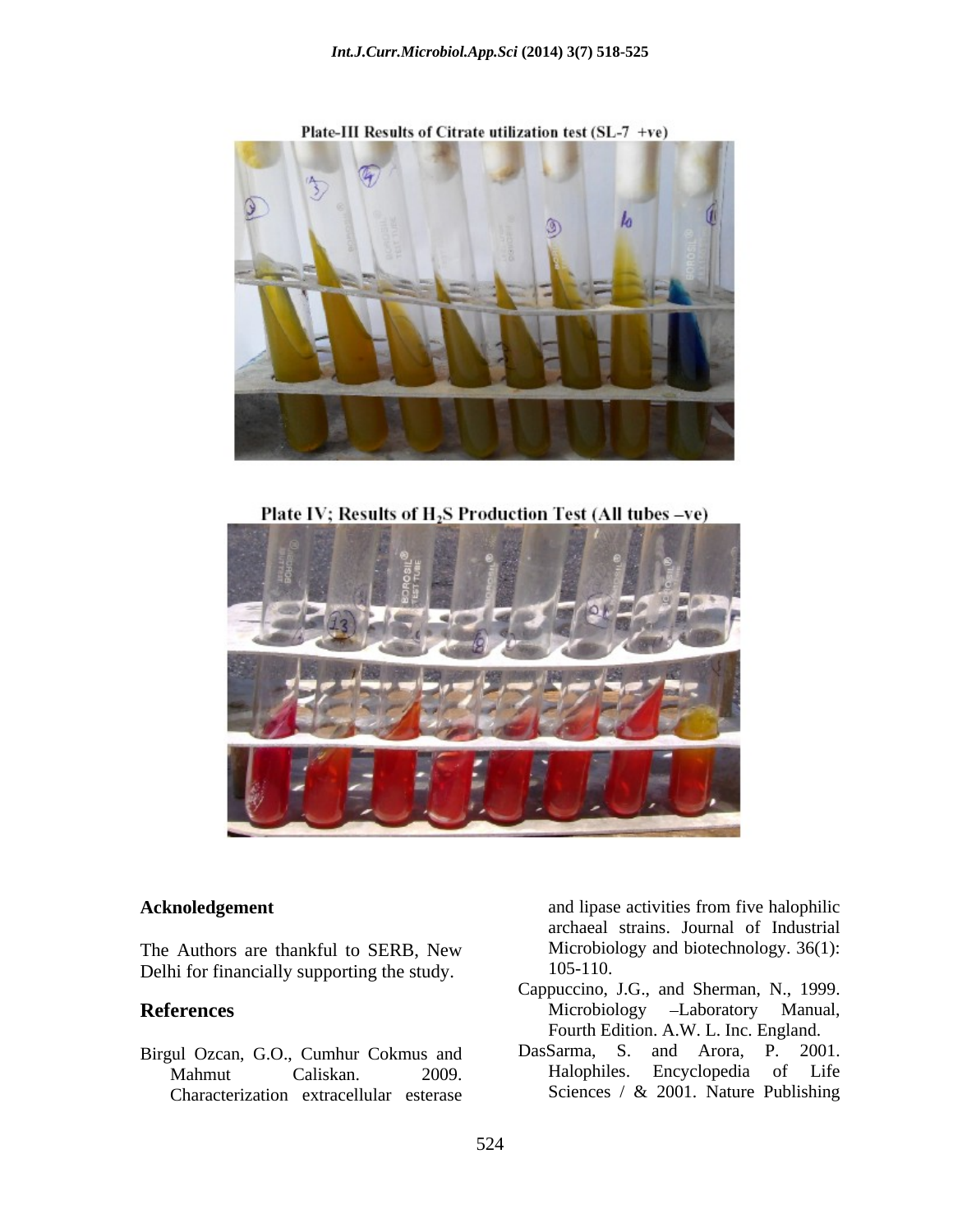Plate-III Results of Citrate utilization test (SL-7 +ve)

Plate IV; Results of $H_2S$ Production Test (All tubes –ve)

**Acknoledgement**

The Authors are thankful to SERB, New Delhi for financially supporting the study.

## References

Birgul Ozcan, G.O., Cumhur Cokmus and Mahmut Caliskan. 2009. Characterization extracellular esterase and lipase activities from five halophilic archaeal strains. Journal of Industrial Microbiology and biotechnology. 36(1): 105-110.

Cappuccino, J.G., and Sherman, N., 1999. Microbiology –Laboratory Manual, Fourth Edition. A.W. L. Inc. England.

DasSarma, S. and Arora, P. 2001. Halophiles. Encyclopedia of Life Sciences / & 2001. Nature Publishing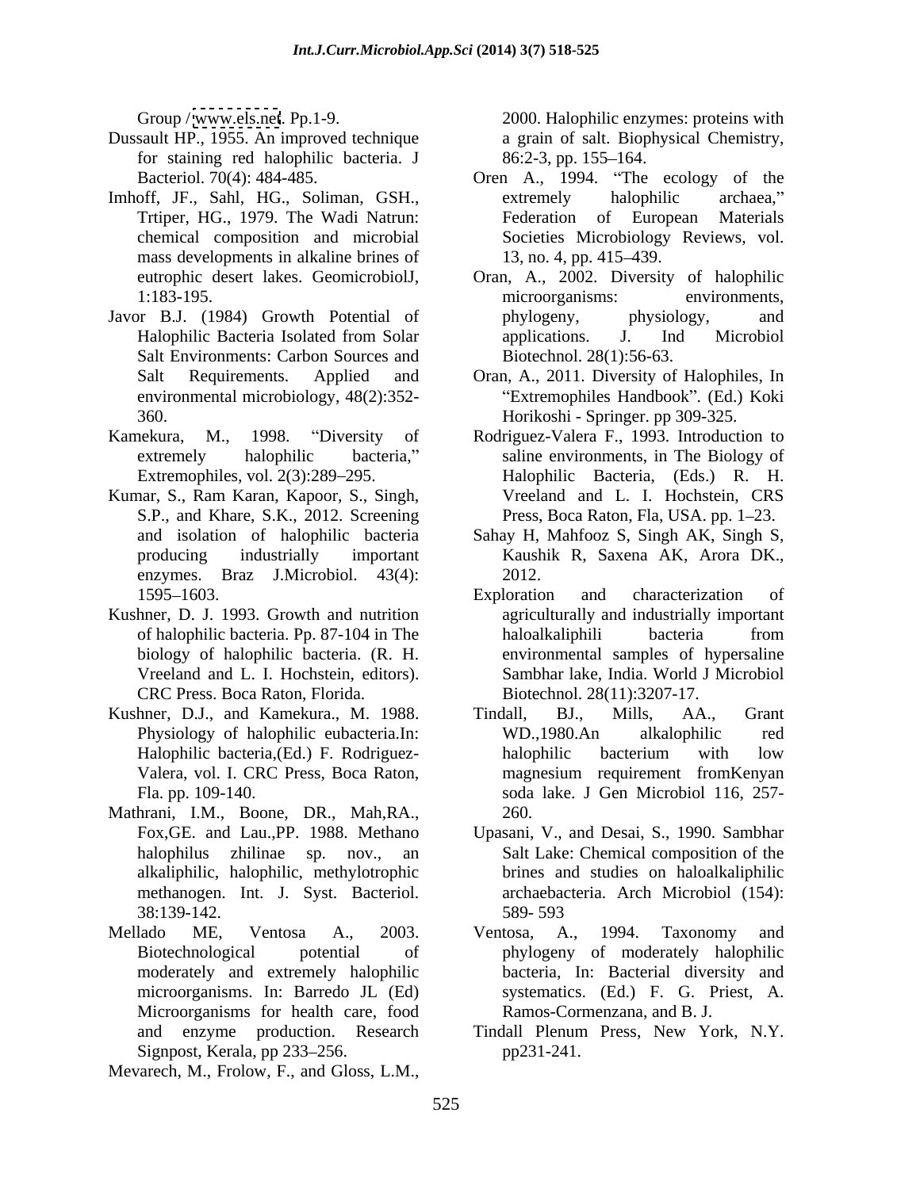Group / www.els.net. Pp.1-9.

Dussault HP., 1955. An improved technique for staining red halophilic bacteria. J Bacteriol. 70(4): 484-485.

Imhoff, JF., Sahl, HG., Soliman, GSH., Trtiper, HG., 1979. The Wadi Natrun: chemical composition and microbial mass developments in alkaline brines of eutrophic desert lakes. GeomicrobiolJ, 1:183-195.

Javor B.J. (1984) Growth Potential of Halophilic Bacteria Isolated from Solar Salt Environments: Carbon Sources and Salt Requirements. Applied and environmental microbiology, 48(2):352-360.

Kamekura, M., 1998. "Diversity of extremely halophilic bacteria," Extremophiles, vol. 2(3):289–295.

Kumar, S., Ram Karan, Kapoor, S., Singh, S.P., and Khare, S.K., 2012. Screening and isolation of halophilic bacteria producing industrially important enzymes. Braz J.Microbiol. 43(4): 1595–1603.

Kushner, D. J. 1993. Growth and nutrition of halophilic bacteria. Pp. 87-104 in The biology of halophilic bacteria. (R. H. Vreeland and L. I. Hochstein, editors). CRC Press. Boca Raton, Florida.

Kushner, D.J., and Kamekura., M. 1988. Physiology of halophilic eubacteria.In: Halophilic bacteria,(Ed.) F. Rodriguez-Valera, vol. I. CRC Press, Boca Raton, Fla. pp. 109-140.

Mathrani, I.M., Boone, DR., Mah,RA., Fox,GE. and Lau.,PP. 1988. Methano halophilus zhilinae sp. nov., an alkaliphilic, halophilic, methylotrophic methanogen. Int. J. Syst. Bacteriol. 38:139-142.

Mellado ME, Ventosa A., 2003. Biotechnological potential of moderately and extremely halophilic microorganisms. In: Barredo JL (Ed) Microorganisms for health care, food and enzyme production. Research Signpost, Kerala, pp 233–256.

Mevarech, M., Frolow, F., and Gloss, L.M., 2000. Halophilic enzymes: proteins with a grain of salt. Biophysical Chemistry, 86:2-3, pp. 155–164.

Oren A., 1994. "The ecology of the extremely halophilic archaea," Federation of European Materials Societies Microbiology Reviews, vol. 13, no. 4, pp. 415–439.

Oran, A., 2002. Diversity of halophilic microorganisms: environments, phylogeny, physiology, and applications. J. Ind Microbiol Biotechnol. 28(1):56-63.

Oran, A., 2011. Diversity of Halophiles, In "Extremophiles Handbook". (Ed.) Koki Horikoshi - Springer. pp 309-325.

Rodriguez-Valera F., 1993. Introduction to saline environments, in The Biology of Halophilic Bacteria, (Eds.) R. H. Vreeland and L. I. Hochstein, CRS Press, Boca Raton, Fla, USA. pp. 1–23.

Sahay H, Mahfooz S, Singh AK, Singh S, Kaushik R, Saxena AK, Arora DK., 2012. Exploration and characterization of agriculturally and industrially important haloalkaliphili bacteria from environmental samples of hypersaline Sambhar lake, India. World J Microbiol Biotechnol. 28(11):3207-17.

Tindall, BJ., Mills, AA., Grant WD.,1980.An alkalophilic red halophilic bacterium with low magnesium requirement fromKenyan soda lake. J Gen Microbiol 116, 257-260.

Upasani, V., and Desai, S., 1990. Sambhar Salt Lake: Chemical composition of the brines and studies on haloalkaliphilic archaebacteria. Arch Microbiol (154): 589- 593

Ventosa, A., 1994. Taxonomy and phylogeny of moderately halophilic bacteria, In: Bacterial diversity and systematics. (Ed.) F. G. Priest, A. Ramos-Cormenzana, and B. J. Tindall Plenum Press, New York, N.Y. pp231-241.